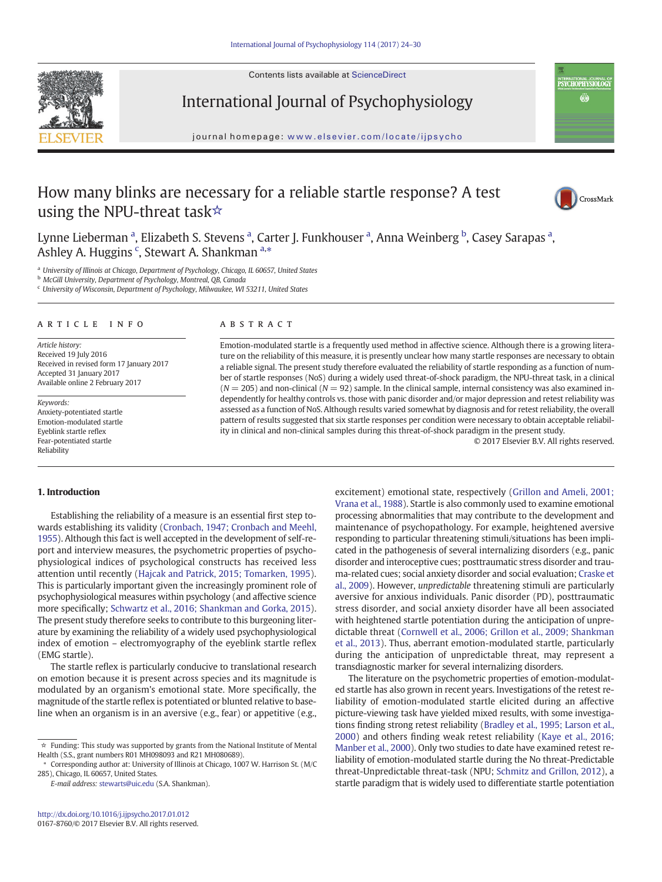# How many blinks are necessary for a reliable startle response? A test using the NPU-threat task☆

Lynne Lieberman [a], Elizabeth S. Stevens [a], Carter J. Funkhouser [a], Anna Weinberg [b], Casey Sarapas [a], Ashley A. Huggins [c], Stewart A. Shankman [a,*]

[a] University of Illinois at Chicago, Department of Psychology, Chicago, IL 60657, United States
[b] McGill University, Department of Psychology, Montreal, QB, Canada
[c] University of Wisconsin, Department of Psychology, Milwaukee, WI 53211, United States

## ARTICLE INFO

*Article history:*
Received 19 July 2016
Received in revised form 17 January 2017
Accepted 31 January 2017
Available online 2 February 2017

*Keywords:*
Anxiety-potentiated startle
Emotion-modulated startle
Eyeblink startle reflex
Fear-potentiated startle
Reliability

## ABSTRACT

Emotion-modulated startle is a frequently used method in affective science. Although there is a growing literature on the reliability of this measure, it is presently unclear how many startle responses are necessary to obtain a reliable signal. The present study therefore evaluated the reliability of startle responding as a function of number of startle responses (NoS) during a widely used threat-of-shock paradigm, the NPU-threat task, in a clinical ($N = 205$) and non-clinical ($N = 92$) sample. In the clinical sample, internal consistency was also examined independently for healthy controls vs. those with panic disorder and/or major depression and test-retest reliability was assessed as a function of NoS. Although results varied somewhat by diagnosis and for retest reliability, the overall pattern of results suggested that six startle responses per condition were necessary to obtain acceptable reliability in clinical and non-clinical samples during this threat-of-shock paradigm in the present study.

© 2017 Elsevier B.V. All rights reserved.

## 1. Introduction

Establishing the reliability of a measure is an essential first step towards establishing its validity (Cronbach, 1947; Cronbach and Meehl, 1955). Although this fact is well accepted in the development of self-report and interview measures, the psychometric properties of psychophysiological indices of psychological constructs has received less attention until recently (Hajcak and Patrick, 2015; Tomarken, 1995). This is particularly important given the increasingly prominent role of psychophysiological measures within psychology (and affective science more specifically; Schwartz et al., 2016; Shankman and Gorka, 2015). The present study therefore seeks to contribute to this burgeoning literature by examining the reliability of a widely used psychophysiological index of emotion – electromyography of the eyeblink startle reflex (EMG startle).

The startle reflex is particularly conducive to translational research on emotion because it is present across species and its magnitude is modulated by an organism's emotional state. More specifically, the magnitude of the startle reflex is potentiated or blunted relative to baseline when an organism is in an aversive (e.g., fear) or appetitive (e.g., excitement) emotional state, respectively (Grillon and Ameli, 2001; Vrana et al., 1988). Startle is also commonly used to examine emotional processing abnormalities that may contribute to the development and maintenance of psychopathology. For example, heightened aversive responding to particular threatening stimuli/situations has been implicated in the pathogenesis of several internalizing disorders (e.g., panic disorder and interoceptive cues; posttraumatic stress disorder and trauma-related cues; social anxiety disorder and social evaluation; Craske et al., 2009). However, *unpredictable* threatening stimuli are particularly aversive for anxious individuals. Panic disorder (PD), posttraumatic stress disorder, and social anxiety disorder have all been associated with heightened startle potentiation during the anticipation of unpredictable threat (Cornwell et al., 2006; Grillon et al., 2009; Shankman et al., 2013). Thus, aberrant emotion-modulated startle, particularly during the anticipation of unpredictable threat, may represent a transdiagnostic marker for several internalizing disorders.

The literature on the psychometric properties of emotion-modulated startle has also grown in recent years. Investigations of the retest reliability of emotion-modulated startle elicited during an affective picture-viewing task have yielded mixed results, with some investigations finding strong retest reliability (Bradley et al., 1995; Larson et al., 2000) and others finding weak retest reliability (Kaye et al., 2016; Manber et al., 2000). Only two studies to date have examined retest reliability of emotion-modulated startle during the No threat-Predictable threat-Unpredictable threat-task (NPU; Schmitz and Grillon, 2012), a startle paradigm that is widely used to differentiate startle potentiation

☆ Funding: This study was supported by grants from the National Institute of Mental Health (S.S., grant numbers R01 MH098093 and R21 MH080689).

* Corresponding author at: University of Illinois at Chicago, 1007 W. Harrison St. (M/C 285), Chicago, IL 60657, United States.
*E-mail address:* stewarts@uic.edu (S.A. Shankman).

http://dx.doi.org/10.1016/j.ijpsycho.2017.01.012
0167-8760/© 2017 Elsevier B.V. All rights reserved.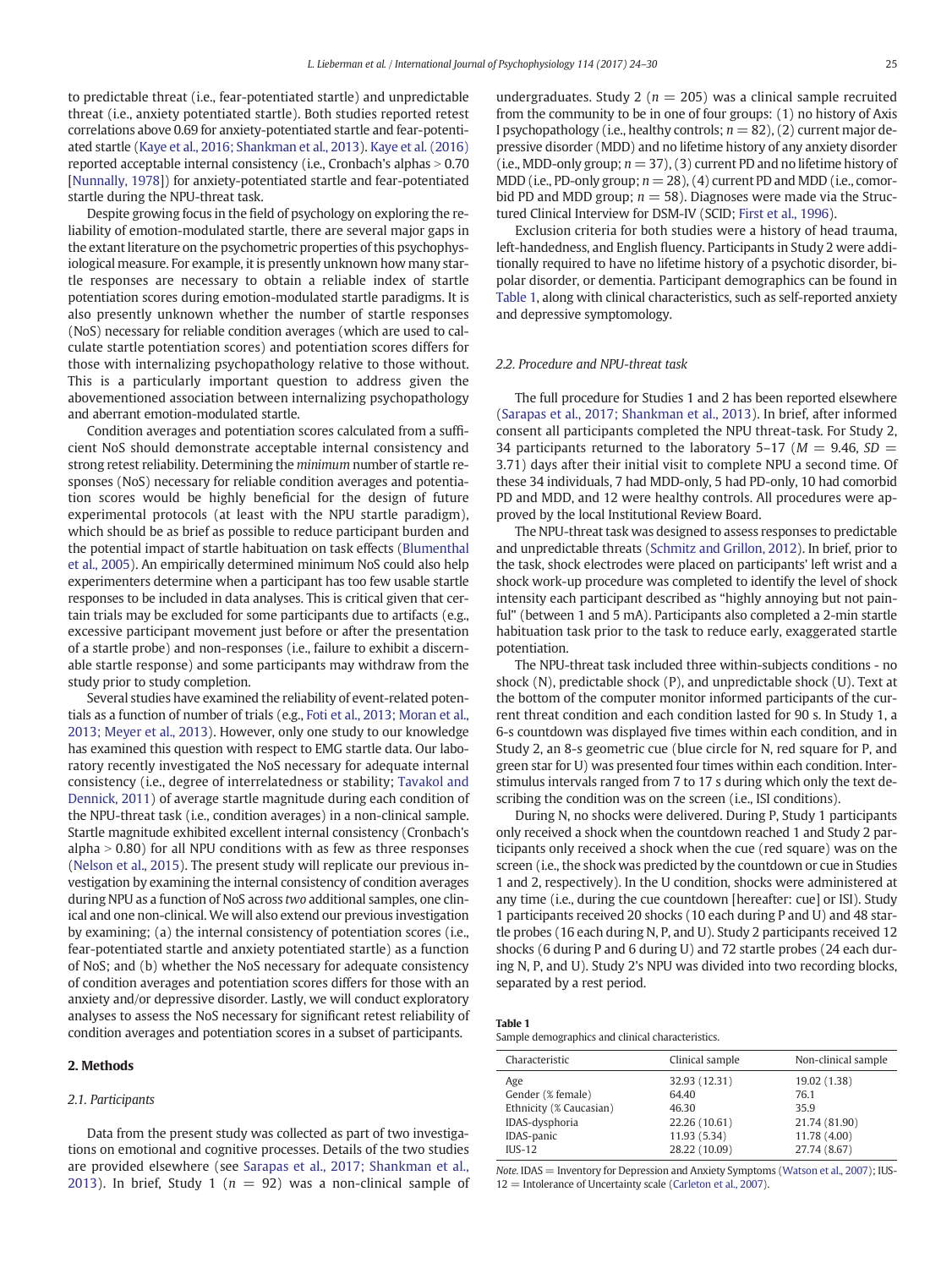to predictable threat (i.e., fear-potentiated startle) and unpredictable threat (i.e., anxiety potentiated startle). Both studies reported retest correlations above 0.69 for anxiety-potentiated startle and fear-potentiated startle (Kaye et al., 2016; Shankman et al., 2013). Kaye et al. (2016) reported acceptable internal consistency (i.e., Cronbach's alphas > 0.70 [Nunnally, 1978]) for anxiety-potentiated startle and fear-potentiated startle during the NPU-threat task.

Despite growing focus in the field of psychology on exploring the reliability of emotion-modulated startle, there are several major gaps in the extant literature on the psychometric properties of this psychophysiological measure. For example, it is presently unknown how many startle responses are necessary to obtain a reliable index of startle potentiation scores during emotion-modulated startle paradigms. It is also presently unknown whether the number of startle responses (NoS) necessary for reliable condition averages (which are used to calculate startle potentiation scores) and potentiation scores differs for those with internalizing psychopathology relative to those without. This is a particularly important question to address given the abovementioned association between internalizing psychopathology and aberrant emotion-modulated startle.

Condition averages and potentiation scores calculated from a sufficient NoS should demonstrate acceptable internal consistency and strong retest reliability. Determining the *minimum* number of startle responses (NoS) necessary for reliable condition averages and potentiation scores would be highly beneficial for the design of future experimental protocols (at least with the NPU startle paradigm), which should be as brief as possible to reduce participant burden and the potential impact of startle habituation on task effects (Blumenthal et al., 2005). An empirically determined minimum NoS could also help experimenters determine when a participant has too few usable startle responses to be included in data analyses. This is critical given that certain trials may be excluded for some participants due to artifacts (e.g., excessive participant movement just before or after the presentation of a startle probe) and non-responses (i.e., failure to exhibit a discernable startle response) and some participants may withdraw from the study prior to study completion.

Several studies have examined the reliability of event-related potentials as a function of number of trials (e.g., Foti et al., 2013; Moran et al., 2013; Meyer et al., 2013). However, only one study to our knowledge has examined this question with respect to EMG startle data. Our laboratory recently investigated the NoS necessary for adequate internal consistency (i.e., degree of interrelatedness or stability; Tavakol and Dennick, 2011) of average startle magnitude during each condition of the NPU-threat task (i.e., condition averages) in a non-clinical sample. Startle magnitude exhibited excellent internal consistency (Cronbach's alpha > 0.80) for all NPU conditions with as few as three responses (Nelson et al., 2015). The present study will replicate our previous investigation by examining the internal consistency of condition averages during NPU as a function of NoS across *two* additional samples, one clinical and one non-clinical. We will also extend our previous investigation by examining; (a) the internal consistency of potentiation scores (i.e., fear-potentiated startle and anxiety potentiated startle) as a function of NoS; and (b) whether the NoS necessary for adequate consistency of condition averages and potentiation scores differs for those with an anxiety and/or depressive disorder. Lastly, we will conduct exploratory analyses to assess the NoS necessary for significant retest reliability of condition averages and potentiation scores in a subset of participants.

## 2. Methods

### 2.1. Participants

Data from the present study was collected as part of two investigations on emotional and cognitive processes. Details of the two studies are provided elsewhere (see Sarapas et al., 2017; Shankman et al., 2013). In brief, Study 1 ($n$ = 92) was a non-clinical sample of undergraduates. Study 2 ($n$ = 205) was a clinical sample recruited from the community to be in one of four groups: (1) no history of Axis I psychopathology (i.e., healthy controls; $n$ = 82), (2) current major depressive disorder (MDD) and no lifetime history of any anxiety disorder (i.e., MDD-only group; $n$ = 37), (3) current PD and no lifetime history of MDD (i.e., PD-only group; $n$ = 28), (4) current PD and MDD (i.e., comorbid PD and MDD group; $n$ = 58). Diagnoses were made via the Structured Clinical Interview for DSM-IV (SCID; First et al., 1996).

Exclusion criteria for both studies were a history of head trauma, left-handedness, and English fluency. Participants in Study 2 were additionally required to have no lifetime history of a psychotic disorder, bipolar disorder, or dementia. Participant demographics can be found in Table 1, along with clinical characteristics, such as self-reported anxiety and depressive symptomology.

### 2.2. Procedure and NPU-threat task

The full procedure for Studies 1 and 2 has been reported elsewhere (Sarapas et al., 2017; Shankman et al., 2013). In brief, after informed consent all participants completed the NPU threat-task. For Study 2, 34 participants returned to the laboratory 5–17 ($M$ = 9.46, $SD$ = 3.71) days after their initial visit to complete NPU a second time. Of these 34 individuals, 7 had MDD-only, 5 had PD-only, 10 had comorbid PD and MDD, and 12 were healthy controls. All procedures were approved by the local Institutional Review Board.

The NPU-threat task was designed to assess responses to predictable and unpredictable threats (Schmitz and Grillon, 2012). In brief, prior to the task, shock electrodes were placed on participants' left wrist and a shock work-up procedure was completed to identify the level of shock intensity each participant described as "highly annoying but not painful" (between 1 and 5 mA). Participants also completed a 2-min startle habituation task prior to the task to reduce early, exaggerated startle potentiation.

The NPU-threat task included three within-subjects conditions - no shock (N), predictable shock (P), and unpredictable shock (U). Text at the bottom of the computer monitor informed participants of the current threat condition and each condition lasted for 90 s. In Study 1, a 6-s countdown was displayed five times within each condition, and in Study 2, an 8-s geometric cue (blue circle for N, red square for P, and green star for U) was presented four times within each condition. Interstimulus intervals ranged from 7 to 17 s during which only the text describing the condition was on the screen (i.e., ISI conditions).

During N, no shocks were delivered. During P, Study 1 participants only received a shock when the countdown reached 1 and Study 2 participants only received a shock when the cue (red square) was on the screen (i.e., the shock was predicted by the countdown or cue in Studies 1 and 2, respectively). In the U condition, shocks were administered at any time (i.e., during the cue countdown [hereafter: cue] or ISI). Study 1 participants received 20 shocks (10 each during P and U) and 48 startle probes (16 each during N, P, and U). Study 2 participants received 12 shocks (6 during P and 6 during U) and 72 startle probes (24 each during N, P, and U). Study 2's NPU was divided into two recording blocks, separated by a rest period.

**Table 1**
Sample demographics and clinical characteristics.

| Characteristic | Clinical sample | Non-clinical sample |
|---|---|---|
| Age | 32.93 (12.31) | 19.02 (1.38) |
| Gender (% female) | 64.40 | 76.1 |
| Ethnicity (% Caucasian) | 46.30 | 35.9 |
| IDAS-dysphoria | 22.26 (10.61) | 21.74 (81.90) |
| IDAS-panic | 11.93 (5.34) | 11.78 (4.00) |
| IUS-12 | 28.22 (10.09) | 27.74 (8.67) |

*Note.* IDAS = Inventory for Depression and Anxiety Symptoms (Watson et al., 2007); IUS-12 = Intolerance of Uncertainty scale (Carleton et al., 2007).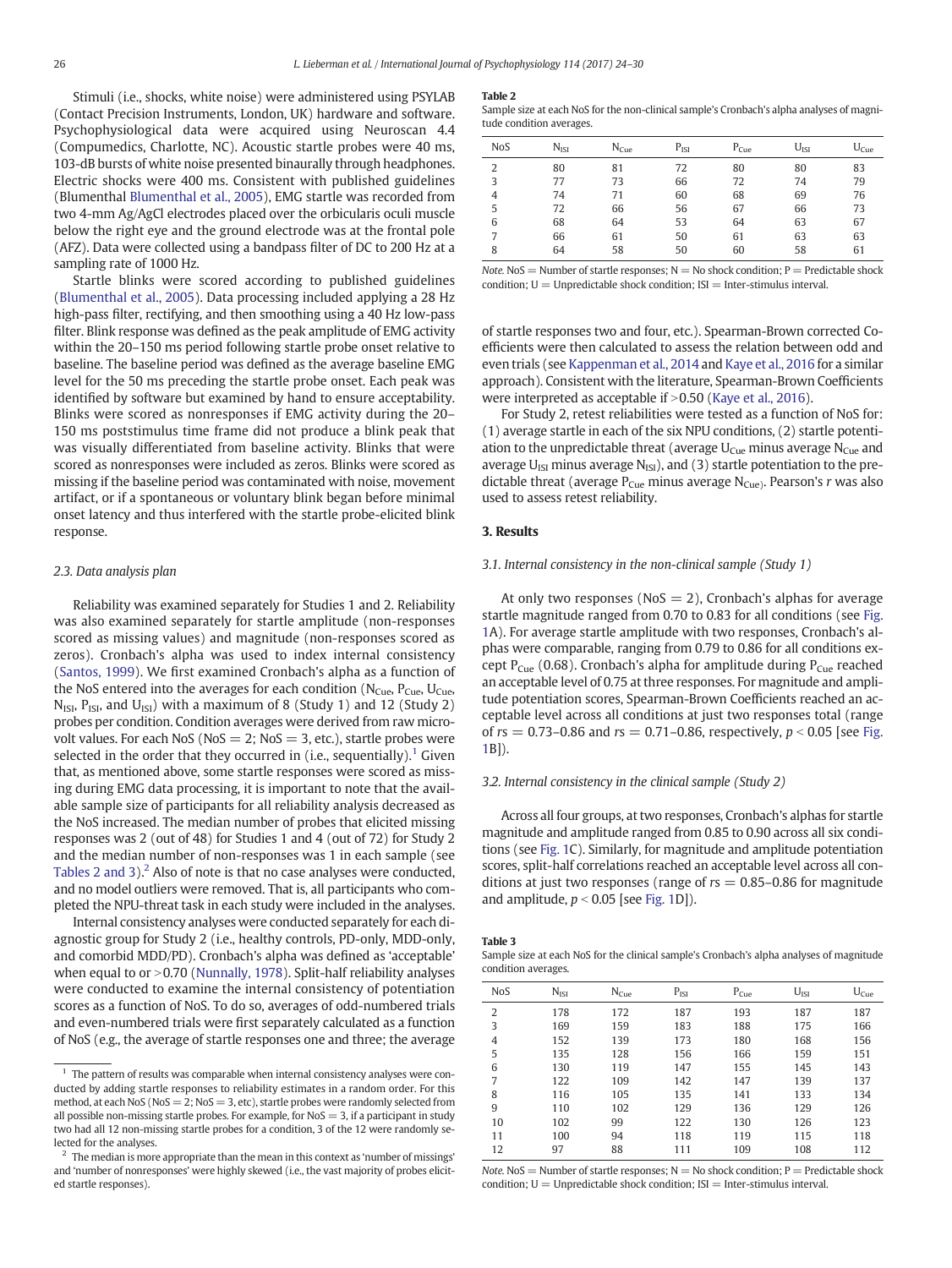Stimuli (i.e., shocks, white noise) were administered using PSYLAB (Contact Precision Instruments, London, UK) hardware and software. Psychophysiological data were acquired using Neuroscan 4.4 (Compumedics, Charlotte, NC). Acoustic startle probes were 40 ms, 103-dB bursts of white noise presented binaurally through headphones. Electric shocks were 400 ms. Consistent with published guidelines (Blumenthal Blumenthal et al., 2005), EMG startle was recorded from two 4-mm Ag/AgCl electrodes placed over the orbicularis oculi muscle below the right eye and the ground electrode was at the frontal pole (AFZ). Data were collected using a bandpass filter of DC to 200 Hz at a sampling rate of 1000 Hz.

Startle blinks were scored according to published guidelines (Blumenthal et al., 2005). Data processing included applying a 28 Hz high-pass filter, rectifying, and then smoothing using a 40 Hz low-pass filter. Blink response was defined as the peak amplitude of EMG activity within the 20–150 ms period following startle probe onset relative to baseline. The baseline period was defined as the average baseline EMG level for the 50 ms preceding the startle probe onset. Each peak was identified by software but examined by hand to ensure acceptability. Blinks were scored as nonresponses if EMG activity during the 20–150 ms poststimulus time frame did not produce a blink peak that was visually differentiated from baseline activity. Blinks that were scored as nonresponses were included as zeros. Blinks were scored as missing if the baseline period was contaminated with noise, movement artifact, or if a spontaneous or voluntary blink began before minimal onset latency and thus interfered with the startle probe-elicited blink response.

### 2.3. Data analysis plan

Reliability was examined separately for Studies 1 and 2. Reliability was also examined separately for startle amplitude (non-responses scored as missing values) and magnitude (non-responses scored as zeros). Cronbach's alpha was used to index internal consistency (Santos, 1999). We first examined Cronbach's alpha as a function of the NoS entered into the averages for each condition ($N_{Cue}$, $P_{Cue}$, $U_{Cue}$, $N_{ISI}$, $P_{ISI}$, and $U_{ISI}$) with a maximum of 8 (Study 1) and 12 (Study 2) probes per condition. Condition averages were derived from raw microvolt values. For each NoS (NoS = 2; NoS = 3, etc.), startle probes were selected in the order that they occurred in (i.e., sequentially).[1] Given that, as mentioned above, some startle responses were scored as missing during EMG data processing, it is important to note that the available sample size of participants for all reliability analysis decreased as the NoS increased. The median number of probes that elicited missing responses was 2 (out of 48) for Studies 1 and 4 (out of 72) for Study 2 and the median number of non-responses was 1 in each sample (see Tables 2 and 3).[2] Also of note is that no case analyses were conducted, and no model outliers were removed. That is, all participants who completed the NPU-threat task in each study were included in the analyses.

Internal consistency analyses were conducted separately for each diagnostic group for Study 2 (i.e., healthy controls, PD-only, MDD-only, and comorbid MDD/PD). Cronbach's alpha was defined as 'acceptable' when equal to or >0.70 (Nunnally, 1978). Split-half reliability analyses were conducted to examine the internal consistency of potentiation scores as a function of NoS. To do so, averages of odd-numbered trials and even-numbered trials were first separately calculated as a function of NoS (e.g., the average of startle responses one and three; the average of startle responses two and four, etc.). Spearman-Brown corrected Coefficients were then calculated to assess the relation between odd and even trials (see Kappenman et al., 2014 and Kaye et al., 2016 for a similar approach). Consistent with the literature, Spearman-Brown Coefficients were interpreted as acceptable if >0.50 (Kaye et al., 2016).

For Study 2, retest reliabilities were tested as a function of NoS for: (1) average startle in each of the six NPU conditions, (2) startle potentiation to the unpredictable threat (average $U_{Cue}$ minus average $N_{Cue}$ and average $U_{ISI}$ minus average $N_{ISI}$), and (3) startle potentiation to the predictable threat (average $P_{Cue}$ minus average $N_{Cue}$). Pearson's $r$ was also used to assess retest reliability.

**Table 2**
Sample size at each NoS for the non-clinical sample's Cronbach's alpha analyses of magnitude condition averages.

| NoS | $N_{ISI}$ | $N_{Cue}$ | $P_{ISI}$ | $P_{Cue}$ | $U_{ISI}$ | $U_{Cue}$ |
|---|---|---|---|---|---|---|
| 2 | 80 | 81 | 72 | 80 | 80 | 83 |
| 3 | 77 | 73 | 66 | 72 | 74 | 79 |
| 4 | 74 | 71 | 60 | 68 | 69 | 76 |
| 5 | 72 | 66 | 56 | 67 | 66 | 73 |
| 6 | 68 | 64 | 53 | 64 | 63 | 67 |
| 7 | 66 | 61 | 50 | 61 | 63 | 63 |
| 8 | 64 | 58 | 50 | 60 | 58 | 61 |

*Note.* NoS = Number of startle responses; N = No shock condition; P = Predictable shock condition; U = Unpredictable shock condition; ISI = Inter-stimulus interval.

## 3. Results

### 3.1. Internal consistency in the non-clinical sample (Study 1)

At only two responses (NoS = 2), Cronbach's alphas for average startle magnitude ranged from 0.70 to 0.83 for all conditions (see Fig. 1A). For average startle amplitude with two responses, Cronbach's alphas were comparable, ranging from 0.79 to 0.86 for all conditions except $P_{Cue}$ (0.68). Cronbach's alpha for amplitude during $P_{Cue}$ reached an acceptable level of 0.75 at three responses. For magnitude and amplitude potentiation scores, Spearman-Brown Coefficients reached an acceptable level across all conditions at just two responses total (range of $rs = 0.73$–$0.86$ and $rs = 0.71$–$0.86$, respectively, $p < 0.05$ [see Fig. 1B]).

### 3.2. Internal consistency in the clinical sample (Study 2)

Across all four groups, at two responses, Cronbach's alphas for startle magnitude and amplitude ranged from 0.85 to 0.90 across all six conditions (see Fig. 1C). Similarly, for magnitude and amplitude potentiation scores, split-half correlations reached an acceptable level across all conditions at just two responses (range of $rs = 0.85$–$0.86$ for magnitude and amplitude, $p < 0.05$ [see Fig. 1D]).

**Table 3**
Sample size at each NoS for the clinical sample's Cronbach's alpha analyses of magnitude condition averages.

| NoS | $N_{ISI}$ | $N_{Cue}$ | $P_{ISI}$ | $P_{Cue}$ | $U_{ISI}$ | $U_{Cue}$ |
|---|---|---|---|---|---|---|
| 2 | 178 | 172 | 187 | 193 | 187 | 187 |
| 3 | 169 | 159 | 183 | 188 | 175 | 166 |
| 4 | 152 | 139 | 173 | 180 | 168 | 156 |
| 5 | 135 | 128 | 156 | 166 | 159 | 151 |
| 6 | 130 | 119 | 147 | 155 | 145 | 143 |
| 7 | 122 | 109 | 142 | 147 | 139 | 137 |
| 8 | 116 | 105 | 135 | 141 | 133 | 134 |
| 9 | 110 | 102 | 129 | 136 | 129 | 126 |
| 10 | 102 | 99 | 122 | 130 | 126 | 123 |
| 11 | 100 | 94 | 118 | 119 | 115 | 118 |
| 12 | 97 | 88 | 111 | 109 | 108 | 112 |

*Note.* NoS = Number of startle responses; N = No shock condition; P = Predictable shock condition; U = Unpredictable shock condition; ISI = Inter-stimulus interval.

[1] The pattern of results was comparable when internal consistency analyses were conducted by adding startle responses to reliability estimates in a random order. For this method, at each NoS (NoS = 2; NoS = 3, etc), startle probes were randomly selected from all possible non-missing startle probes. For example, for NoS = 3, if a participant in study two had all 12 non-missing startle probes for a condition, 3 of the 12 were randomly selected for the analyses.

[2] The median is more appropriate than the mean in this context as 'number of missings' and 'number of nonresponses' were highly skewed (i.e., the vast majority of probes elicited startle responses).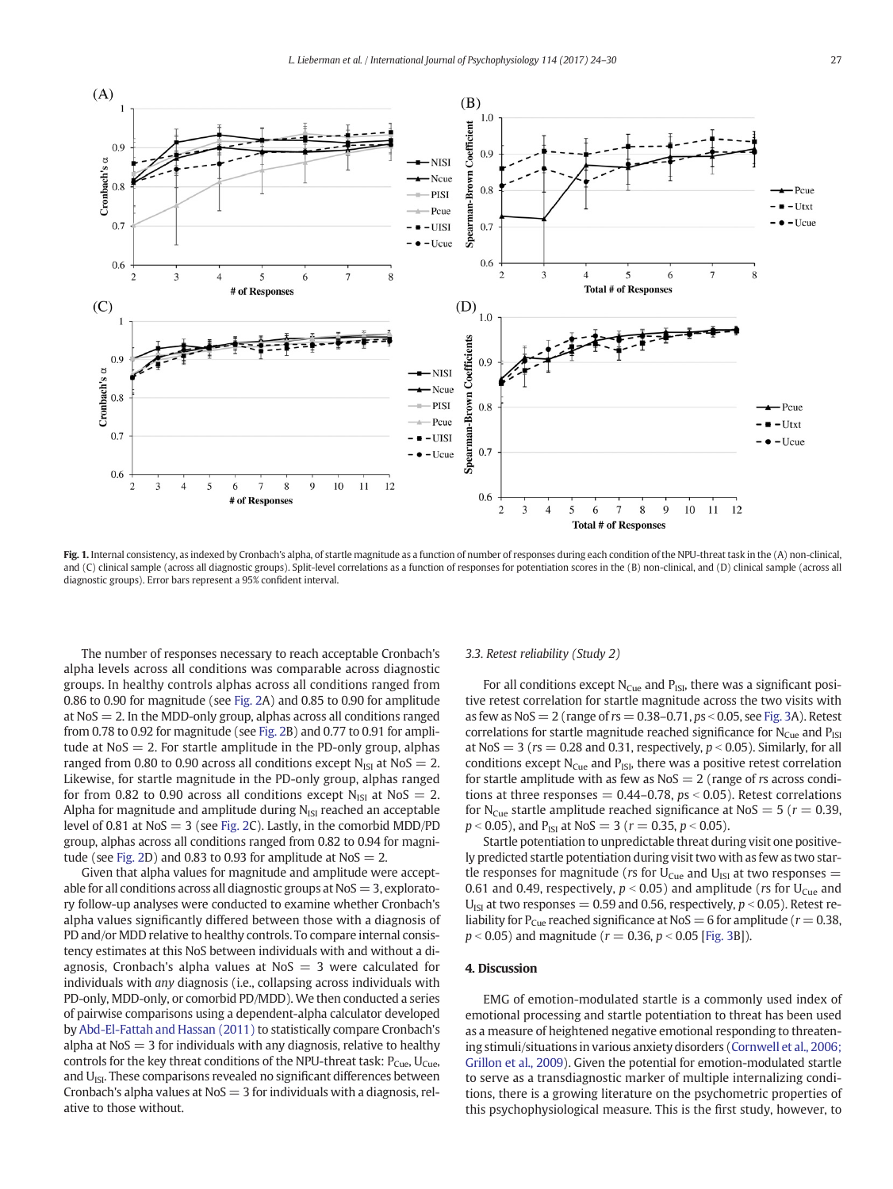**Fig. 1.** Internal consistency, as indexed by Cronbach's alpha, of startle magnitude as a function of number of responses during each condition of the NPU-threat task in the (A) non-clinical, and (C) clinical sample (across all diagnostic groups). Split-level correlations as a function of responses for potentiation scores in the (B) non-clinical, and (D) clinical sample (across all diagnostic groups). Error bars represent a 95% confident interval.

The number of responses necessary to reach acceptable Cronbach's alpha levels across all conditions was comparable across diagnostic groups. In healthy controls alphas across all conditions ranged from 0.86 to 0.90 for magnitude (see Fig. 2A) and 0.85 to 0.90 for amplitude at NoS = 2. In the MDD-only group, alphas across all conditions ranged from 0.78 to 0.92 for magnitude (see Fig. 2B) and 0.77 to 0.91 for amplitude at NoS = 2. For startle amplitude in the PD-only group, alphas ranged from 0.80 to 0.90 across all conditions except $N_{ISI}$ at NoS = 2. Likewise, for startle magnitude in the PD-only group, alphas ranged for from 0.82 to 0.90 across all conditions except $N_{ISI}$ at NoS = 2. Alpha for magnitude and amplitude during $N_{ISI}$ reached an acceptable level of 0.81 at NoS = 3 (see Fig. 2C). Lastly, in the comorbid MDD/PD group, alphas across all conditions ranged from 0.82 to 0.94 for magnitude (see Fig. 2D) and 0.83 to 0.93 for amplitude at NoS = 2.

Given that alpha values for magnitude and amplitude were acceptable for all conditions across all diagnostic groups at NoS = 3, exploratory follow-up analyses were conducted to examine whether Cronbach's alpha values significantly differed between those with a diagnosis of PD and/or MDD relative to healthy controls. To compare internal consistency estimates at this NoS between individuals with and without a diagnosis, Cronbach's alpha values at NoS = 3 were calculated for individuals with *any* diagnosis (i.e., collapsing across individuals with PD-only, MDD-only, or comorbid PD/MDD). We then conducted a series of pairwise comparisons using a dependent-alpha calculator developed by Abd-El-Fattah and Hassan (2011) to statistically compare Cronbach's alpha at NoS = 3 for individuals with any diagnosis, relative to healthy controls for the key threat conditions of the NPU-threat task: $P_{Cue}$, $U_{Cue}$, and $U_{ISI}$. These comparisons revealed no significant differences between Cronbach's alpha values at NoS = 3 for individuals with a diagnosis, relative to those without.

### 3.3. Retest reliability (Study 2)

For all conditions except $N_{Cue}$ and $P_{ISI}$, there was a significant positive retest correlation for startle magnitude across the two visits with as few as NoS = 2 (range of *r*s = 0.38–0.71, *p*s < 0.05, see Fig. 3A). Retest correlations for startle magnitude reached significance for $N_{Cue}$ and $P_{ISI}$ at NoS = 3 (*r*s = 0.28 and 0.31, respectively, $p < 0.05$). Similarly, for all conditions except $N_{Cue}$ and $P_{ISI}$, there was a positive retest correlation for startle amplitude with as few as NoS = 2 (range of *r*s across conditions at three responses = 0.44–0.78, *p*s < 0.05). Retest correlations for $N_{Cue}$ startle amplitude reached significance at NoS = 5 ($r = 0.39$, $p < 0.05$), and $P_{ISI}$ at NoS = 3 ($r = 0.35$, $p < 0.05$).

Startle potentiation to unpredictable threat during visit one positively predicted startle potentiation during visit two with as few as two startle responses for magnitude (*r*s for $U_{Cue}$ and $U_{ISI}$ at two responses = 0.61 and 0.49, respectively, $p < 0.05$) and amplitude (*r*s for $U_{Cue}$ and $U_{ISI}$ at two responses = 0.59 and 0.56, respectively, $p < 0.05$). Retest reliability for $P_{Cue}$ reached significance at NoS = 6 for amplitude ($r = 0.38$, $p < 0.05$) and magnitude ($r = 0.36$, $p < 0.05$ [Fig. 3B]).

## 4. Discussion

EMG of emotion-modulated startle is a commonly used index of emotional processing and startle potentiation to threat has been used as a measure of heightened negative emotional responding to threatening stimuli/situations in various anxiety disorders (Cornwell et al., 2006; Grillon et al., 2009). Given the potential for emotion-modulated startle to serve as a transdiagnostic marker of multiple internalizing conditions, there is a growing literature on the psychometric properties of this psychophysiological measure. This is the first study, however, to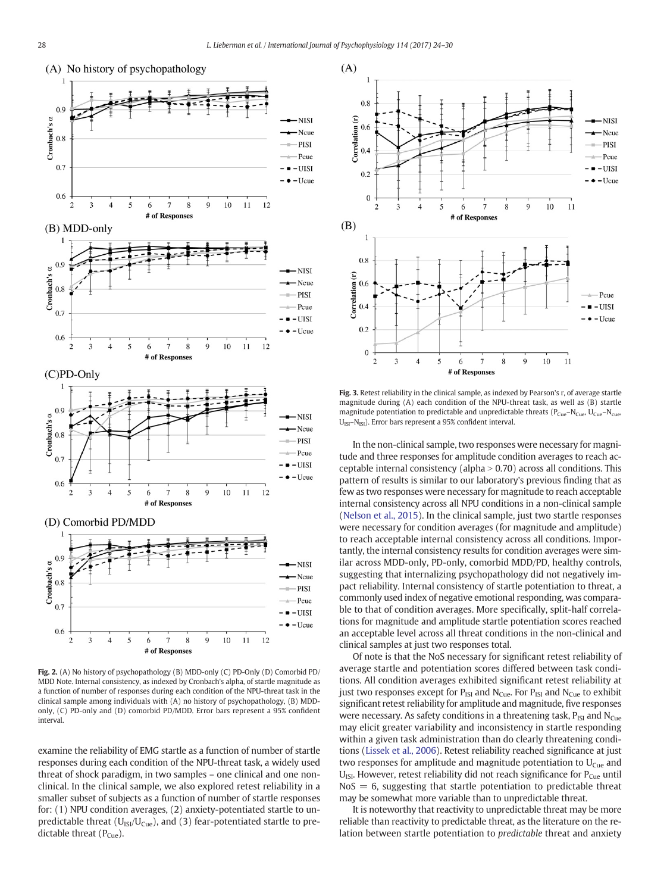**Fig. 2.** (A) No history of psychopathology (B) MDD-only (C) PD-Only (D) Comorbid PD/MDD Note. Internal consistency, as indexed by Cronbach's alpha, of startle magnitude as a function of number of responses during each condition of the NPU-threat task in the clinical sample among individuals with (A) no history of psychopathology, (B) MDD-only, (C) PD-only and (D) comorbid PD/MDD. Error bars represent a 95% confident interval.

examine the reliability of EMG startle as a function of number of startle responses during each condition of the NPU-threat task, a widely used threat of shock paradigm, in two samples – one clinical and one non-clinical. In the clinical sample, we also explored retest reliability in a smaller subset of subjects as a function of number of startle responses for: (1) NPU condition averages, (2) anxiety-potentiated startle to unpredictable threat ($U_{ISI}$/$U_{Cue}$), and (3) fear-potentiated startle to predictable threat ($P_{Cue}$).

**Fig. 3.** Retest reliability in the clinical sample, as indexed by Pearson's r, of average startle magnitude during (A) each condition of the NPU-threat task, as well as (B) startle magnitude potentiation to predictable and unpredictable threats ($P_{Cue}$–$N_{Cue}$, $U_{Cue}$–$N_{Cue}$, $U_{ISI}$–$N_{ISI}$). Error bars represent a 95% confident interval.

In the non-clinical sample, two responses were necessary for magnitude and three responses for amplitude condition averages to reach acceptable internal consistency (alpha > 0.70) across all conditions. This pattern of results is similar to our laboratory's previous finding that as few as two responses were necessary for magnitude to reach acceptable internal consistency across all NPU conditions in a non-clinical sample (Nelson et al., 2015). In the clinical sample, just two startle responses were necessary for condition averages (for magnitude and amplitude) to reach acceptable internal consistency across all conditions. Importantly, the internal consistency results for condition averages were similar across MDD-only, PD-only, comorbid MDD/PD, healthy controls, suggesting that internalizing psychopathology did not negatively impact reliability. Internal consistency of startle potentiation to threat, a commonly used index of negative emotional responding, was comparable to that of condition averages. More specifically, split-half correlations for magnitude and amplitude startle potentiation scores reached an acceptable level across all threat conditions in the non-clinical and clinical samples at just two responses total.

Of note is that the NoS necessary for significant retest reliability of average startle and potentiation scores differed between task conditions. All condition averages exhibited significant retest reliability at just two responses except for $P_{ISI}$ and $N_{Cue}$. For $P_{ISI}$ and $N_{Cue}$ to exhibit significant retest reliability for amplitude and magnitude, five responses were necessary. As safety conditions in a threatening task, $P_{ISI}$ and $N_{Cue}$ may elicit greater variability and inconsistency in startle responding within a given task administration than do clearly threatening conditions (Lissek et al., 2006). Retest reliability reached significance at just two responses for amplitude and magnitude potentiation to $U_{Cue}$ and $U_{ISI}$. However, retest reliability did not reach significance for $P_{Cue}$ until $NoS = 6$, suggesting that startle potentiation to predictable threat may be somewhat more variable than to unpredictable threat.

It is noteworthy that reactivity to unpredictable threat may be more reliable than reactivity to predictable threat, as the literature on the relation between startle potentiation to *predictable* threat and anxiety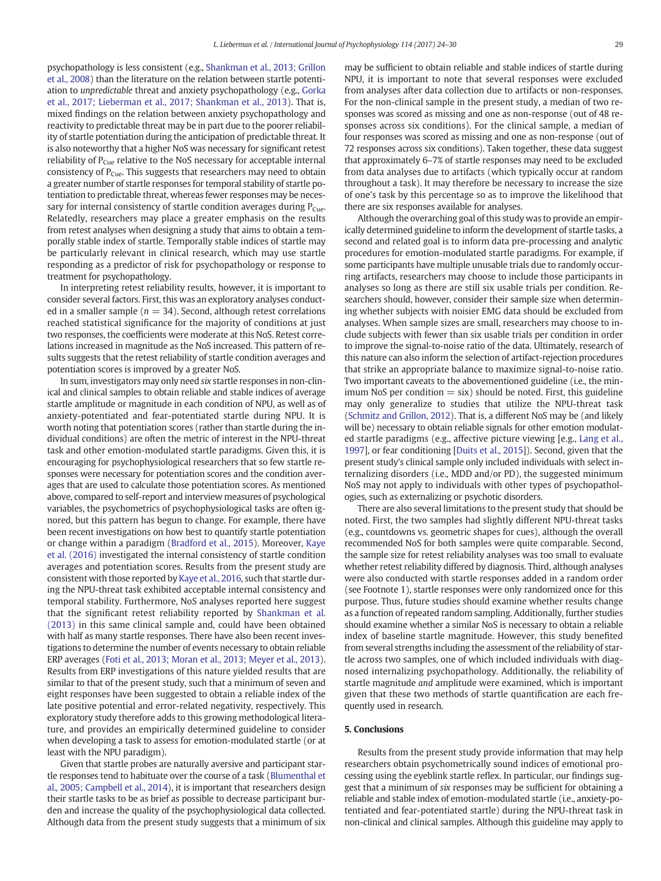psychopathology is less consistent (e.g., Shankman et al., 2013; Grillon et al., 2008) than the literature on the relation between startle potentiation to *unpredictable* threat and anxiety psychopathology (e.g., Gorka et al., 2017; Lieberman et al., 2017; Shankman et al., 2013). That is, mixed findings on the relation between anxiety psychopathology and reactivity to predictable threat may be in part due to the poorer reliability of startle potentiation during the anticipation of predictable threat. It is also noteworthy that a higher NoS was necessary for significant retest reliability of $P_{Cue}$ relative to the NoS necessary for acceptable internal consistency of $P_{Cue}$. This suggests that researchers may need to obtain a greater number of startle responses for temporal stability of startle potentiation to predictable threat, whereas fewer responses may be necessary for internal consistency of startle condition averages during $P_{Cue}$. Relatedly, researchers may place a greater emphasis on the results from retest analyses when designing a study that aims to obtain a temporally stable index of startle. Temporally stable indices of startle may be particularly relevant in clinical research, which may use startle responding as a predictor of risk for psychopathology or response to treatment for psychopathology.

In interpreting retest reliability results, however, it is important to consider several factors. First, this was an exploratory analyses conducted in a smaller sample ($n = 34$). Second, although retest correlations reached statistical significance for the majority of conditions at just two responses, the coefficients were moderate at this NoS. Retest correlations increased in magnitude as the NoS increased. This pattern of results suggests that the retest reliability of startle condition averages and potentiation scores is improved by a greater NoS.

In sum, investigators may only need *six* startle responses in non-clinical and clinical samples to obtain reliable and stable indices of average startle amplitude or magnitude in each condition of NPU, as well as of anxiety-potentiated and fear-potentiated startle during NPU. It is worth noting that potentiation scores (rather than startle during the individual conditions) are often the metric of interest in the NPU-threat task and other emotion-modulated startle paradigms. Given this, it is encouraging for psychophysiological researchers that so few startle responses were necessary for potentiation scores and the condition averages that are used to calculate those potentiation scores. As mentioned above, compared to self-report and interview measures of psychological variables, the psychometrics of psychophysiological tasks are often ignored, but this pattern has begun to change. For example, there have been recent investigations on how best to quantify startle potentiation or change within a paradigm (Bradford et al., 2015). Moreover, Kaye et al. (2016) investigated the internal consistency of startle condition averages and potentiation scores. Results from the present study are consistent with those reported by Kaye et al., 2016, such that startle during the NPU-threat task exhibited acceptable internal consistency and temporal stability. Furthermore, NoS analyses reported here suggest that the significant retest reliability reported by Shankman et al. (2013) in this same clinical sample and, could have been obtained with half as many startle responses. There have also been recent investigations to determine the number of events necessary to obtain reliable ERP averages (Foti et al., 2013; Moran et al., 2013; Meyer et al., 2013). Results from ERP investigations of this nature yielded results that are similar to that of the present study, such that a minimum of seven and eight responses have been suggested to obtain a reliable index of the late positive potential and error-related negativity, respectively. This exploratory study therefore adds to this growing methodological literature, and provides an empirically determined guideline to consider when developing a task to assess for emotion-modulated startle (or at least with the NPU paradigm).

Given that startle probes are naturally aversive and participant startle responses tend to habituate over the course of a task (Blumenthal et al., 2005; Campbell et al., 2014), it is important that researchers design their startle tasks to be as brief as possible to decrease participant burden and increase the quality of the psychophysiological data collected. Although data from the present study suggests that a minimum of six may be sufficient to obtain reliable and stable indices of startle during NPU, it is important to note that several responses were excluded from analyses after data collection due to artifacts or non-responses. For the non-clinical sample in the present study, a median of two responses was scored as missing and one as non-response (out of 48 responses across six conditions). For the clinical sample, a median of four responses was scored as missing and one as non-response (out of 72 responses across six conditions). Taken together, these data suggest that approximately 6–7% of startle responses may need to be excluded from data analyses due to artifacts (which typically occur at random throughout a task). It may therefore be necessary to increase the size of one's task by this percentage so as to improve the likelihood that there are six responses available for analyses.

Although the overarching goal of this study was to provide an empirically determined guideline to inform the development of startle tasks, a second and related goal is to inform data pre-processing and analytic procedures for emotion-modulated startle paradigms. For example, if some participants have multiple unusable trials due to randomly occurring artifacts, researchers may choose to include those participants in analyses so long as there are still six usable trials per condition. Researchers should, however, consider their sample size when determining whether subjects with noisier EMG data should be excluded from analyses. When sample sizes are small, researchers may choose to include subjects with fewer than six usable trials per condition in order to improve the signal-to-noise ratio of the data. Ultimately, research of this nature can also inform the selection of artifact-rejection procedures that strike an appropriate balance to maximize signal-to-noise ratio. Two important caveats to the abovementioned guideline (i.e., the minimum NoS per condition = six) should be noted. First, this guideline may only generalize to studies that utilize the NPU-threat task (Schmitz and Grillon, 2012). That is, a different NoS may be (and likely will be) necessary to obtain reliable signals for other emotion modulated startle paradigms (e.g., affective picture viewing [e.g., Lang et al., 1997], or fear conditioning [Duits et al., 2015]). Second, given that the present study's clinical sample only included individuals with select internalizing disorders (i.e., MDD and/or PD), the suggested minimum NoS may not apply to individuals with other types of psychopathologies, such as externalizing or psychotic disorders.

There are also several limitations to the present study that should be noted. First, the two samples had slightly different NPU-threat tasks (e.g., countdowns vs. geometric shapes for cues), although the overall recommended NoS for both samples were quite comparable. Second, the sample size for retest reliability analyses was too small to evaluate whether retest reliability differed by diagnosis. Third, although analyses were also conducted with startle responses added in a random order (see Footnote 1), startle responses were only randomized once for this purpose. Thus, future studies should examine whether results change as a function of repeated random sampling. Additionally, further studies should examine whether a similar NoS is necessary to obtain a reliable index of baseline startle magnitude. However, this study benefited from several strengths including the assessment of the reliability of startle across two samples, one of which included individuals with diagnosed internalizing psychopathology. Additionally, the reliability of startle magnitude *and* amplitude were examined, which is important given that these two methods of startle quantification are each frequently used in research.

## 5. Conclusions

Results from the present study provide information that may help researchers obtain psychometrically sound indices of emotional processing using the eyeblink startle reflex. In particular, our findings suggest that a minimum of *six* responses may be sufficient for obtaining a reliable and stable index of emotion-modulated startle (i.e., anxiety-potentiated and fear-potentiated startle) during the NPU-threat task in non-clinical and clinical samples. Although this guideline may apply to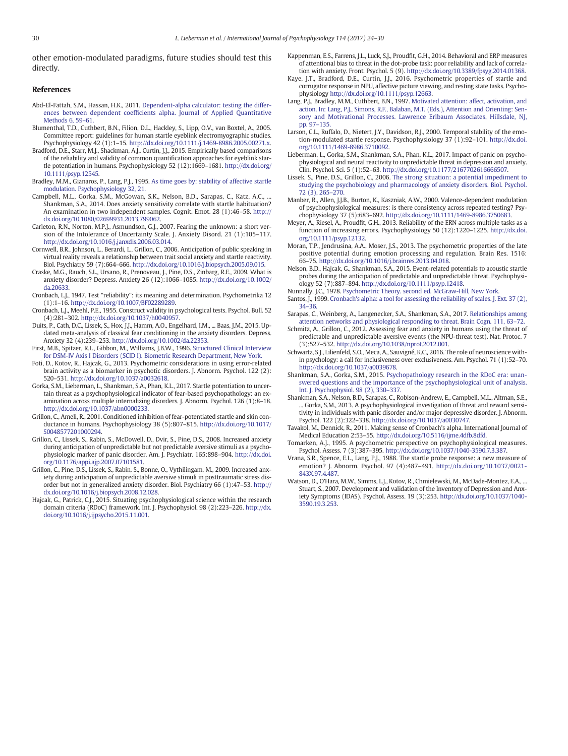other emotion-modulated paradigms, future studies should test this directly.

## References

Abd-El-Fattah, S.M., Hassan, H.K., 2011. Dependent-alpha calculator: testing the differences between dependent coefficients alpha. Journal of Applied Quantitative Methods 6, 59–61.

Blumenthal, T.D., Cuthbert, B.N., Filion, D.L., Hackley, S., Lipp, O.V., van Boxtel, A., 2005. Committee report: guidelines for human startle eyeblink electromyographic studies. Psychophysiology 42 (1):1–15. http://dx.doi.org/10.1111/j.1469-8986.2005.00271.x.

Bradford, D.E., Starr, M.J., Shackman, A.J., Curtin, J.J., 2015. Empirically based comparisons of the reliability and validity of common quantification approaches for eyeblink startle potentiation in humans. Psychophysiology 52 (12):1669–1681. http://dx.doi.org/10.1111/psyp.12545.

Bradley, M.M., Gianaros, P., Lang, P.J., 1995. As time goes by: stability of affective startle modulation. Psychophysiology 32, 21.

Campbell, M.L., Gorka, S.M., McGowan, S.K., Nelson, B.D., Sarapas, C., Katz, A.C., ... Shankman, S.A., 2014. Does anxiety sensitivity correlate with startle habituation? An examination in two independent samples. Cognit. Emot. 28 (1):46–58. http://dx.doi.org/10.1080/02699931.2013.799062.

Carleton, R.N., Norton, M.P.J., Asmundson, G.J., 2007. Fearing the unknown: a short version of the Intolerance of Uncertainty Scale. J. Anxiety Disord. 21 (1):105–117. http://dx.doi.org/10.1016/j.janxdis.2006.03.014.

Cornwell, B.R., Johnson, L., Berardi, L., Grillon, C., 2006. Anticipation of public speaking in virtual reality reveals a relationship between trait social anxiety and startle reactivity. Biol. Psychiatry 59 (7):664–666. http://dx.doi.org/10.1016/j.biopsych.2005.09.015.

Craske, M.G., Rauch, S.L., Ursano, R., Prenoveau, J., Pine, D.S., Zinbarg, R.E., 2009. What is anxiety disorder? Depress. Anxiety 26 (12):1066–1085. http://dx.doi.org/10.1002/da.20633.

Cronbach, L.J., 1947. Test "reliability": its meaning and determination. Psychometrika 12 (1):1–16. http://dx.doi.org/10.1007/BF02289289.

Cronbach, L.J., Meehl, P.E., 1955. Construct validity in psychological tests. Psychol. Bull. 52 (4):281–302. http://dx.doi.org/10.1037/h0040957.

Duits, P., Cath, D.C., Lissek, S., Hox, J.J., Hamm, A.O., Engelhard, I.M., ... Baas, J.M., 2015. Updated meta-analysis of classical fear conditioning in the anxiety disorders. Depress. Anxiety 32 (4):239–253. http://dx.doi.org/10.1002/da.22353.

First, M.B., Spitzer, R.L., Gibbon, M., Williams, J.B.W., 1996. Structured Clinical Interview for DSM-IV Axis I Disorders (SCID I). Biometric Research Department, New York.

Foti, D., Kotov, R., Hajcak, G., 2013. Psychometric considerations in using error-related brain activity as a biomarker in psychotic disorders. J. Abnorm. Psychol. 122 (2): 520–531. http://dx.doi.org/10.1037/a0032618.

Gorka, S.M., Lieberman, L., Shankman, S.A., Phan, K.L., 2017. Startle potentiation to uncertain threat as a psychophysiological indicator of fear-based psychopathology: an examination across multiple internalizing disorders. J. Abnorm. Psychol. 126 (1):8–18. http://dx.doi.org/10.1037/abn0000233.

Grillon, C., Ameli, R., 2001. Conditioned inhibition of fear-potentiated startle and skin conductance in humans. Psychophysiology 38 (5):807–815. http://dx.doi.org/10.1017/S0048577201000294.

Grillon, C., Lissek, S., Rabin, S., McDowell, D., Dvir, S., Pine, D.S., 2008. Increased anxiety during anticipation of unpredictable but not predictable aversive stimuli as a psychophysiologic marker of panic disorder. Am. J. Psychiatr. 165:898–904. http://dx.doi.org/10.1176/appi.ajp.2007.07101581.

Grillon, C., Pine, D.S., Lissek, S., Rabin, S., Bonne, O., Vythilingam, M., 2009. Increased anxiety during anticipation of unpredictable aversive stimuli in posttraumatic stress disorder but not in generalized anxiety disorder. Biol. Psychiatry 66 (1):47–53. http://dx.doi.org/10.1016/j.biopsych.2008.12.028.

Hajcak, G., Patrick, C.J., 2015. Situating psychophysiological science within the research domain criteria (RDoC) framework. Int. J. Psychophysiol. 98 (2):223–226. http://dx.doi.org/10.1016/j.ijpsycho.2015.11.001.

Kappenman, E.S., Farrens, J.L., Luck, S.J., Proudfit, G.H., 2014. Behavioral and ERP measures of attentional bias to threat in the dot-probe task: poor reliability and lack of correlation with anxiety. Front. Psychol. 5 (9). http://dx.doi.org/10.3389/fpsyg.2014.01368.

Kaye, J.T., Bradford, D.E., Curtin, J.J., 2016. Psychometric properties of startle and corrugator response in NPU, affective picture viewing, and resting state tasks. Psychophysiology http://dx.doi.org/10.1111/psyp.12663.

Lang, P.J., Bradley, M.M., Cuthbert, B.N., 1997. Motivated attention: affect, activation, and action. In: Lang, P.J., Simons, R.F., Balaban, M.T. (Eds.), Attention and Orienting: Sensory and Motivational Processes. Lawrence Erlbaum Associates, Hillsdale, NJ, pp. 97–135.

Larson, C.L., Ruffalo, D., Nietert, J.Y., Davidson, R.J., 2000. Temporal stability of the emotion-modulated startle response. Psychophysiology 37 (1):92–101. http://dx.doi.org/10.1111/1469-8986.3710092.

Lieberman, L., Gorka, S.M., Shankman, S.A., Phan, K.L., 2017. Impact of panic on psychophysiological and neural reactivity to unpredictable threat in depression and anxiety. Clin. Psychol. Sci. 5 (1):52–63. http://dx.doi.org/10.1177/2167702616666507.

Lissek, S., Pine, D.S., Grillon, C., 2006. The strong situation: a potential impediment to studying the psychobiology and pharmacology of anxiety disorders. Biol. Psychol. 72 (3), 265–270.

Manber, R., Allen, J.J.B., Burton, K., Kaszniak, A.W., 2000. Valence-dependent modulation of psychophysiological measures: is there consistency across repeated testing? Psychophysiology 37 (5):683–692. http://dx.doi.org/10.1111/1469-8986.3750683.

Meyer, A., Riesel, A., Proudfit, G.H., 2013. Reliability of the ERN across multiple tasks as a function of increasing errors. Psychophysiology 50 (12):1220–1225. http://dx.doi.org/10.1111/psyp.12132.

Moran, T.P., Jendrusina, A.A., Moser, J.S., 2013. The psychometric properties of the late positive potential during emotion processing and regulation. Brain Res. 1516: 66–75. http://dx.doi.org/10.1016/j.brainres.2013.04.018.

Nelson, B.D., Hajcak, G., Shankman, S.A., 2015. Event-related potentials to acoustic startle probes during the anticipation of predictable and unpredictable threat. Psychophysiology 52 (7):887–894. http://dx.doi.org/10.1111/psyp.12418.

Nunnally, J.C., 1978. Psychometric Theory. second ed. McGraw-Hill, New York.

Santos, J., 1999. Cronbach's alpha: a tool for assessing the reliability of scales. J. Ext. 37 (2), 34–36.

Sarapas, C., Weinberg, A., Langenecker, S.A., Shankman, S.A., 2017. Relationships among attention networks and physiological responding to threat. Brain Cogn. 111, 63–72.

Schmitz, A., Grillon, C., 2012. Assessing fear and anxiety in humans using the threat of predictable and unpredictable aversive events (the NPU-threat test). Nat. Protoc. 7 (3):527–532. http://dx.doi.org/10.1038/nprot.2012.001.

Schwartz, S.J., Lilienfeld, S.O., Meca, A., Sauvigné, K.C., 2016. The role of neuroscience within psychology: a call for inclusiveness over exclusiveness. Am. Psychol. 71 (1):52–70. http://dx.doi.org/10.1037/a0039678.

Shankman, S.A., Gorka, S.M., 2015. Psychopathology research in the RDoC era: unanswered questions and the importance of the psychophysiological unit of analysis. Int. J. Psychophysiol. 98 (2), 330–337.

Shankman, S.A., Nelson, B.D., Sarapas, C., Robison-Andrew, E., Campbell, M.L., Altman, S.E., ... Gorka, S.M., 2013. A psychophysiological investigation of threat and reward sensitivity in individuals with panic disorder and/or major depressive disorder. J. Abnorm. Psychol. 122 (2):322–338. http://dx.doi.org/10.1037/a0030747.

Tavakol, M., Dennick, R., 2011. Making sense of Cronbach's alpha. International Journal of Medical Education 2:53–55. http://dx.doi.org/10.5116/ijme.4dfb.8dfd.

Tomarken, A.J., 1995. A psychometric perspective on psychophysiological measures. Psychol. Assess. 7 (3):387–395. http://dx.doi.org/10.1037/1040-3590.7.3.387.

Vrana, S.R., Spence, E.L., Lang, P.J., 1988. The startle probe response: a new measure of emotion? J. Abnorm. Psychol. 97 (4):487–491. http://dx.doi.org/10.1037/0021-843X.97.4.487.

Watson, D., O'Hara, M.W., Simms, L.J., Kotov, R., Chmielewski, M., McDade-Montez, E.A., ... Stuart, S., 2007. Development and validation of the Inventory of Depression and Anxiety Symptoms (IDAS). Psychol. Assess. 19 (3):253. http://dx.doi.org/10.1037/1040-3590.19.3.253.